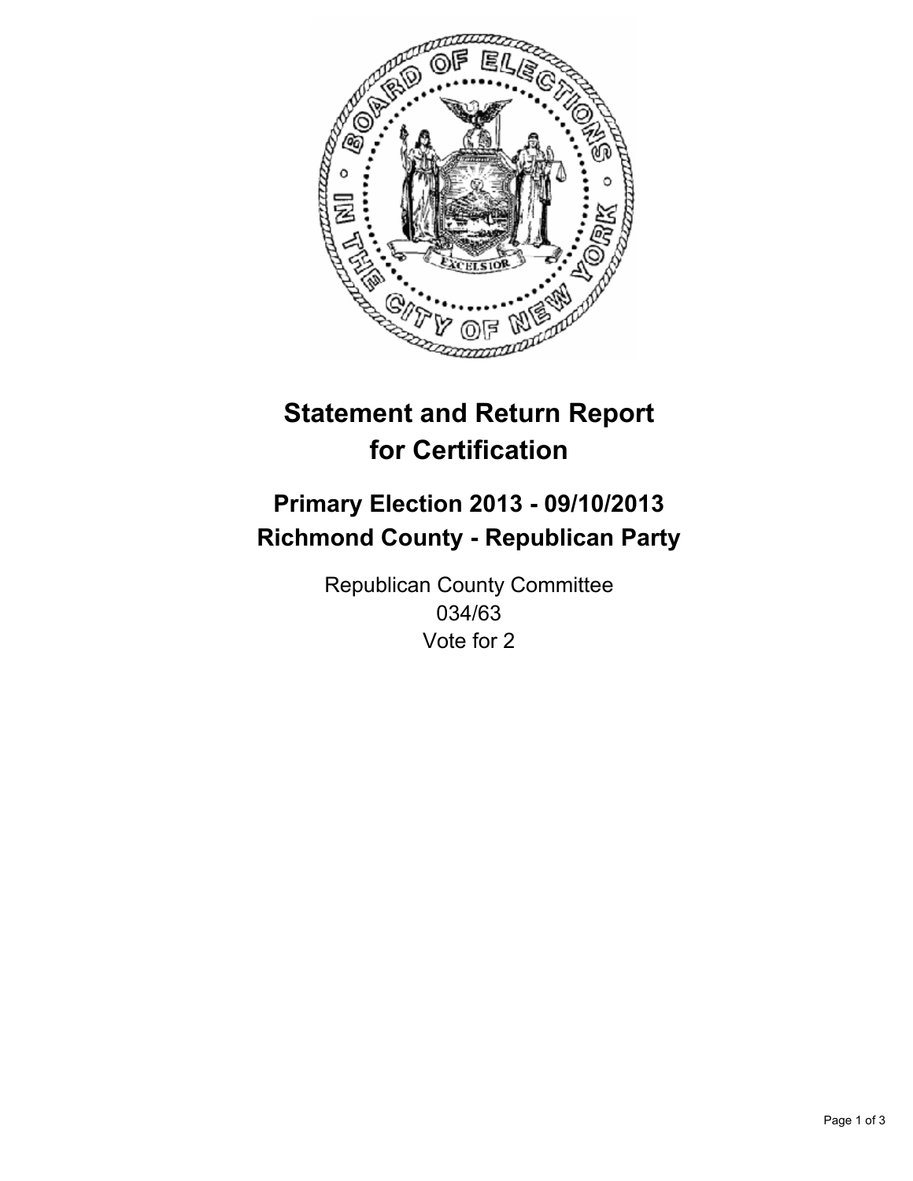# Statement and Return Report for Certification

## Primary Election 2013 - 09/10/2013
## Richmond County - Republican Party

Republican County Committee
034/63
Vote for 2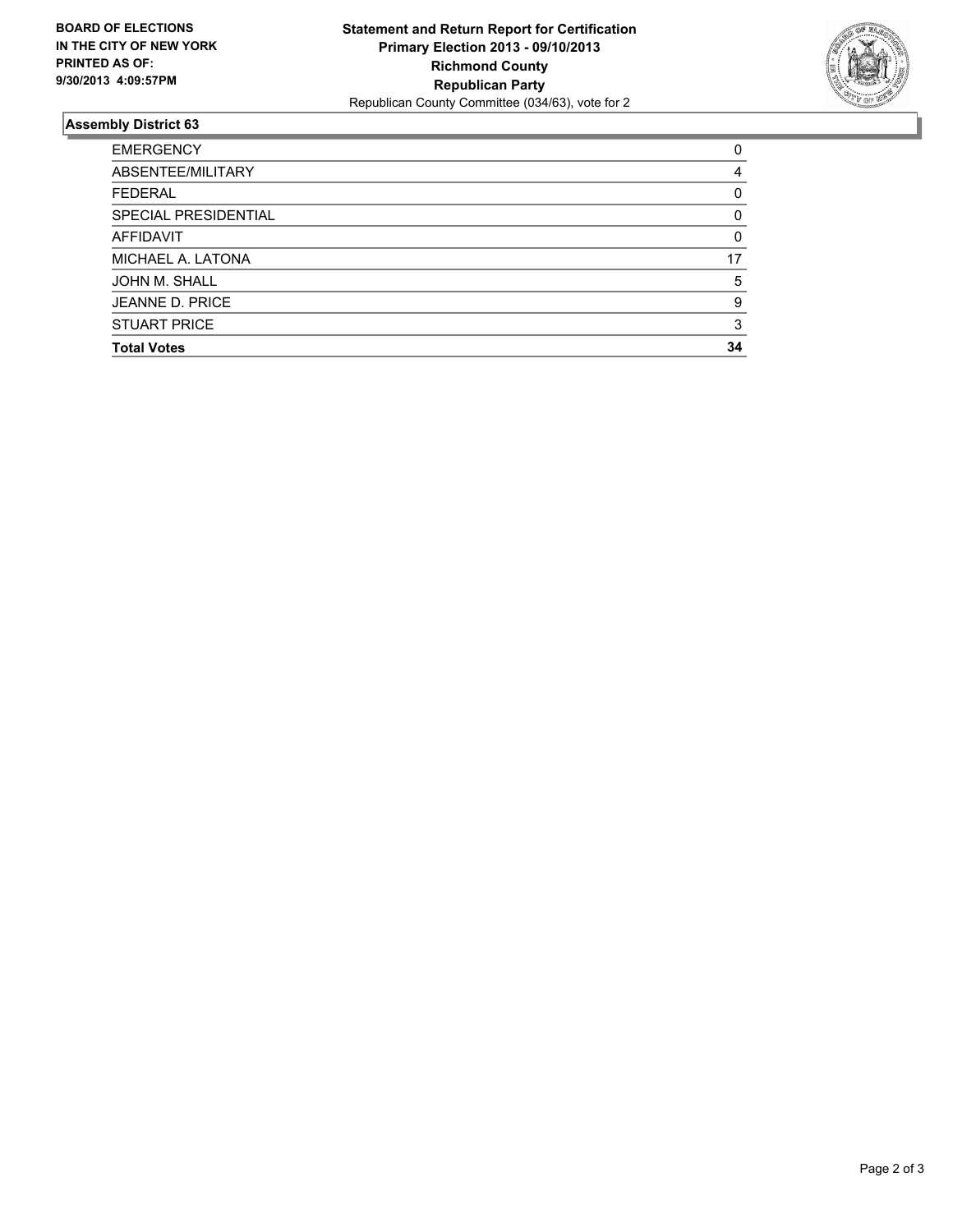**BOARD OF ELECTIONS**
**IN THE CITY OF NEW YORK**
**PRINTED AS OF:**
**9/30/2013 4:09:57PM**

**Statement and Return Report for Certification**
**Primary Election 2013 - 09/10/2013**
**Richmond County**
**Republican Party**
Republican County Committee (034/63), vote for 2

## Assembly District 63

| | |
|---|---|
| EMERGENCY | 0 |
| ABSENTEE/MILITARY | 4 |
| FEDERAL | 0 |
| SPECIAL PRESIDENTIAL | 0 |
| AFFIDAVIT | 0 |
| MICHAEL A. LATONA | 17 |
| JOHN M. SHALL | 5 |
| JEANNE D. PRICE | 9 |
| STUART PRICE | 3 |
| **Total Votes** | **34** |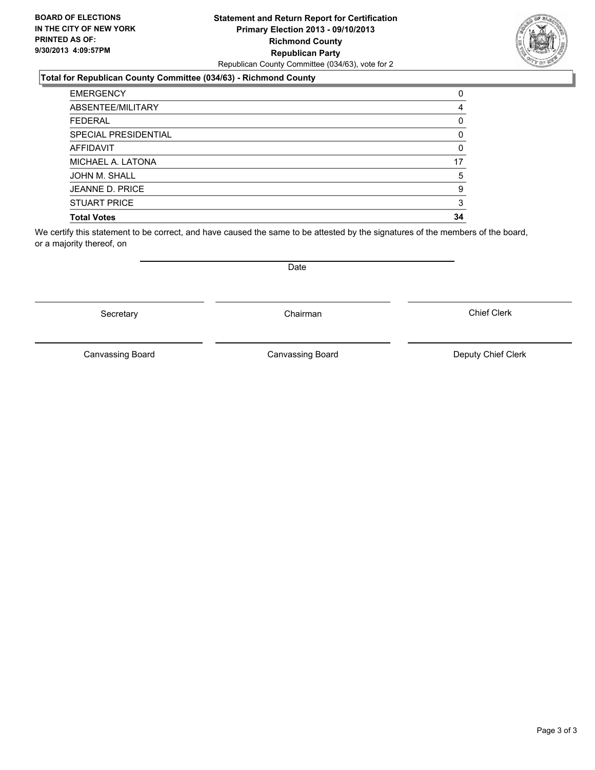**BOARD OF ELECTIONS IN THE CITY OF NEW YORK PRINTED AS OF: 9/30/2013 4:09:57PM**

**Statement and Return Report for Certification**
**Primary Election 2013 - 09/10/2013**
**Richmond County**
**Republican Party**
Republican County Committee (034/63), vote for 2

**Total for Republican County Committee (034/63) - Richmond County**

| | |
|---|---|
| EMERGENCY | 0 |
| ABSENTEE/MILITARY | 4 |
| FEDERAL | 0 |
| SPECIAL PRESIDENTIAL | 0 |
| AFFIDAVIT | 0 |
| MICHAEL A. LATONA | 17 |
| JOHN M. SHALL | 5 |
| JEANNE D. PRICE | 9 |
| STUART PRICE | 3 |
| **Total Votes** | **34** |

We certify this statement to be correct, and have caused the same to be attested by the signatures of the members of the board, or a majority thereof, on

Date

Secretary

Chairman

Chief Clerk

Canvassing Board

Canvassing Board

Deputy Chief Clerk